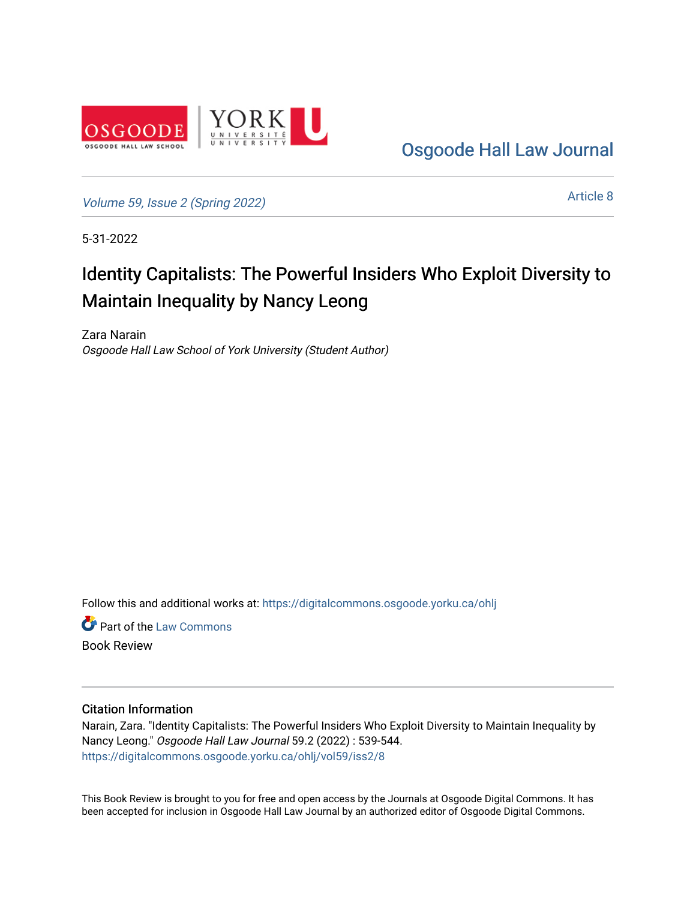Osgoode Hall Law Journal

Volume 59, Issue 2 (Spring 2022)

Article 8

5-31-2022

# Identity Capitalists: The Powerful Insiders Who Exploit Diversity to Maintain Inequality by Nancy Leong

Zara Narain
*Osgoode Hall Law School of York University (Student Author)*

Follow this and additional works at: https://digitalcommons.osgoode.yorku.ca/ohlj

Part of the Law Commons

Book Review

## Citation Information

Narain, Zara. "Identity Capitalists: The Powerful Insiders Who Exploit Diversity to Maintain Inequality by Nancy Leong." *Osgoode Hall Law Journal* 59.2 (2022) : 539-544.
https://digitalcommons.osgoode.yorku.ca/ohlj/vol59/iss2/8

This Book Review is brought to you for free and open access by the Journals at Osgoode Digital Commons. It has been accepted for inclusion in Osgoode Hall Law Journal by an authorized editor of Osgoode Digital Commons.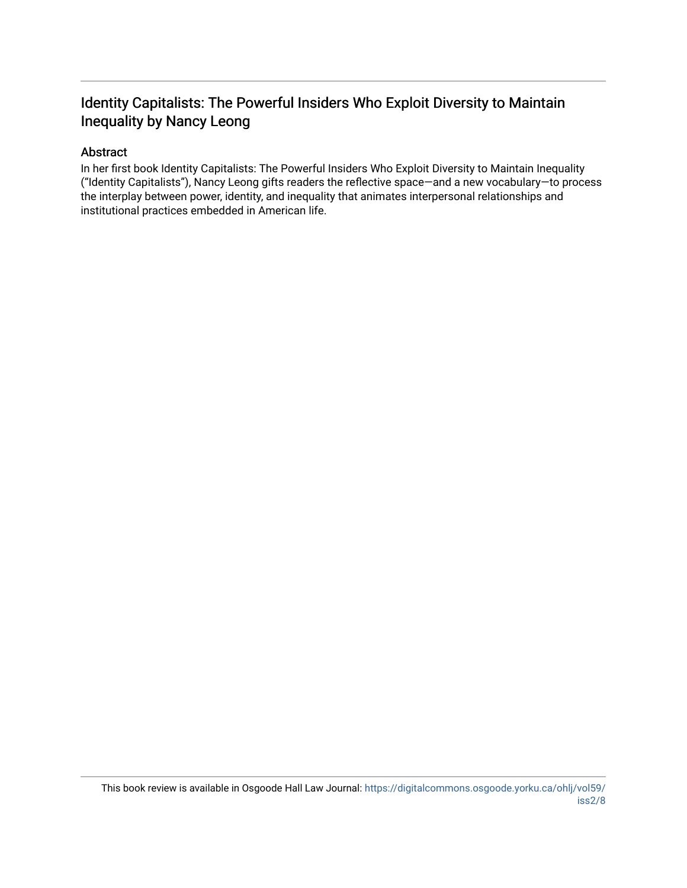## Identity Capitalists: The Powerful Insiders Who Exploit Diversity to Maintain Inequality by Nancy Leong

### Abstract

In her first book Identity Capitalists: The Powerful Insiders Who Exploit Diversity to Maintain Inequality ("Identity Capitalists"), Nancy Leong gifts readers the reflective space—and a new vocabulary—to process the interplay between power, identity, and inequality that animates interpersonal relationships and institutional practices embedded in American life.

This book review is available in Osgoode Hall Law Journal: https://digitalcommons.osgoode.yorku.ca/ohlj/vol59/iss2/8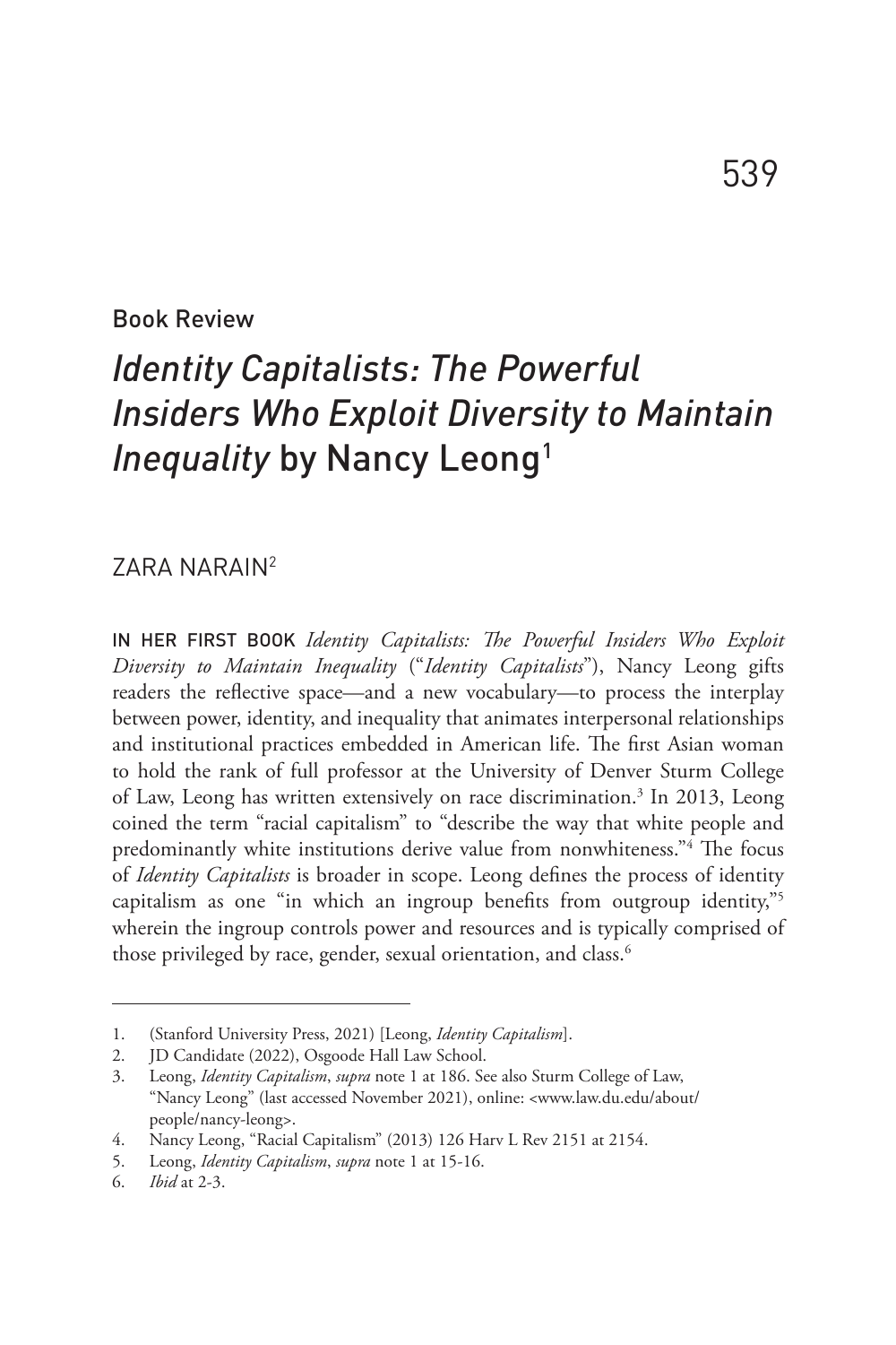Book Review

# *Identity Capitalists: The Powerful Insiders Who Exploit Diversity to Maintain Inequality* by Nancy Leong[1]

ZARA NARAIN[2]

IN HER FIRST BOOK *Identity Capitalists: The Powerful Insiders Who Exploit Diversity to Maintain Inequality* ("*Identity Capitalists*"), Nancy Leong gifts readers the reflective space—and a new vocabulary—to process the interplay between power, identity, and inequality that animates interpersonal relationships and institutional practices embedded in American life. The first Asian woman to hold the rank of full professor at the University of Denver Sturm College of Law, Leong has written extensively on race discrimination.[3] In 2013, Leong coined the term "racial capitalism" to "describe the way that white people and predominantly white institutions derive value from nonwhiteness."[4] The focus of *Identity Capitalists* is broader in scope. Leong defines the process of identity capitalism as one "in which an ingroup benefits from outgroup identity,"[5] wherein the ingroup controls power and resources and is typically comprised of those privileged by race, gender, sexual orientation, and class.[6]

---

1. (Stanford University Press, 2021) [Leong, *Identity Capitalism*].
2. JD Candidate (2022), Osgoode Hall Law School.
3. Leong, *Identity Capitalism*, *supra* note 1 at 186. See also Sturm College of Law, "Nancy Leong" (last accessed November 2021), online: <www.law.du.edu/about/people/nancy-leong>.
4. Nancy Leong, "Racial Capitalism" (2013) 126 Harv L Rev 2151 at 2154.
5. Leong, *Identity Capitalism*, *supra* note 1 at 15-16.
6. *Ibid* at 2-3.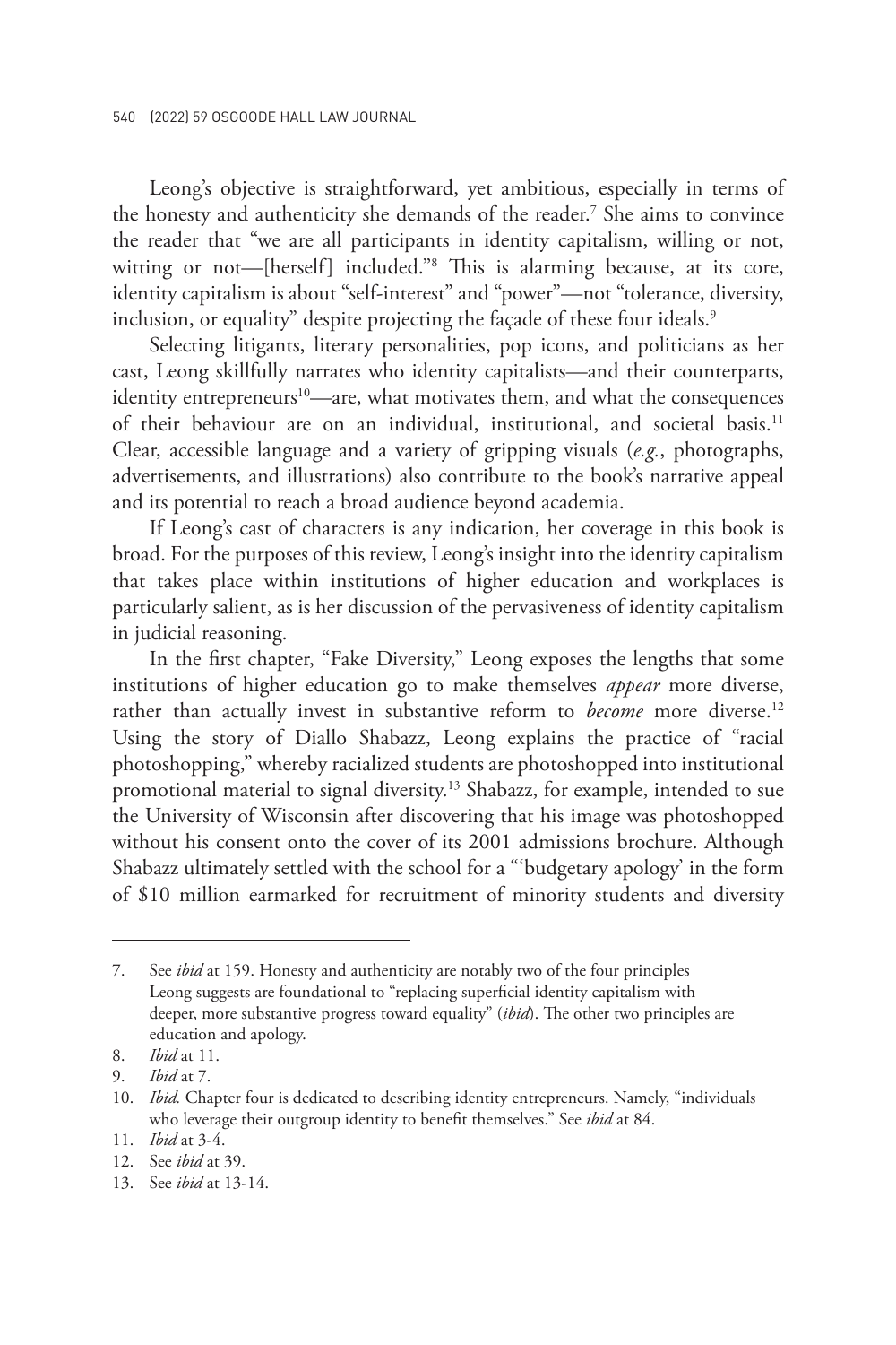Leong's objective is straightforward, yet ambitious, especially in terms of the honesty and authenticity she demands of the reader.[7] She aims to convince the reader that "we are all participants in identity capitalism, willing or not, witting or not—[herself] included."[8] This is alarming because, at its core, identity capitalism is about "self-interest" and "power"—not "tolerance, diversity, inclusion, or equality" despite projecting the façade of these four ideals.[9]

Selecting litigants, literary personalities, pop icons, and politicians as her cast, Leong skillfully narrates who identity capitalists—and their counterparts, identity entrepreneurs[10]—are, what motivates them, and what the consequences of their behaviour are on an individual, institutional, and societal basis.[11] Clear, accessible language and a variety of gripping visuals (*e.g.*, photographs, advertisements, and illustrations) also contribute to the book's narrative appeal and its potential to reach a broad audience beyond academia.

If Leong's cast of characters is any indication, her coverage in this book is broad. For the purposes of this review, Leong's insight into the identity capitalism that takes place within institutions of higher education and workplaces is particularly salient, as is her discussion of the pervasiveness of identity capitalism in judicial reasoning.

In the first chapter, "Fake Diversity," Leong exposes the lengths that some institutions of higher education go to make themselves *appear* more diverse, rather than actually invest in substantive reform to *become* more diverse.[12] Using the story of Diallo Shabazz, Leong explains the practice of "racial photoshopping," whereby racialized students are photoshopped into institutional promotional material to signal diversity.[13] Shabazz, for example, intended to sue the University of Wisconsin after discovering that his image was photoshopped without his consent onto the cover of its 2001 admissions brochure. Although Shabazz ultimately settled with the school for a "'budgetary apology' in the form of $10 million earmarked for recruitment of minority students and diversity

---

7. See *ibid* at 159. Honesty and authenticity are notably two of the four principles Leong suggests are foundational to "replacing superficial identity capitalism with deeper, more substantive progress toward equality" (*ibid*). The other two principles are education and apology.
8. *Ibid* at 11.
9. *Ibid* at 7.
10. *Ibid.* Chapter four is dedicated to describing identity entrepreneurs. Namely, "individuals who leverage their outgroup identity to benefit themselves." See *ibid* at 84.
11. *Ibid* at 3-4.
12. See *ibid* at 39.
13. See *ibid* at 13-14.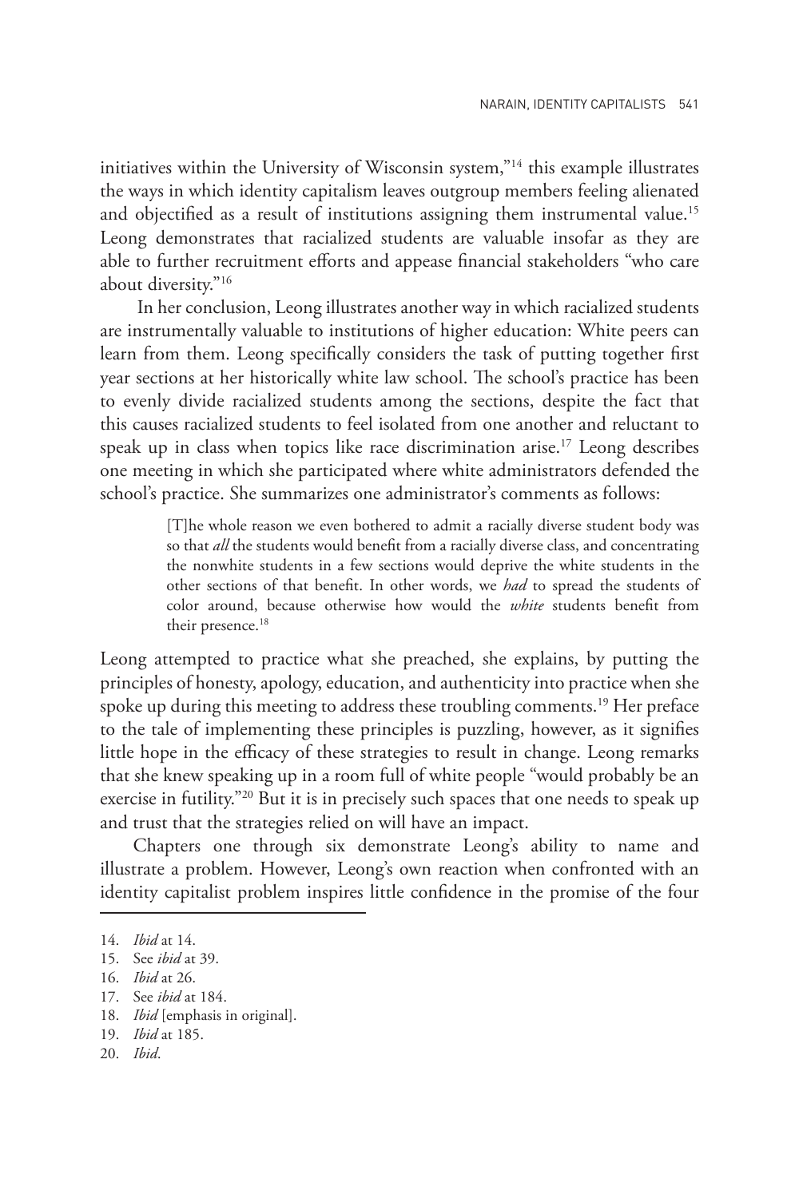initiatives within the University of Wisconsin system,"[14] this example illustrates the ways in which identity capitalism leaves outgroup members feeling alienated and objectified as a result of institutions assigning them instrumental value.[15] Leong demonstrates that racialized students are valuable insofar as they are able to further recruitment efforts and appease financial stakeholders "who care about diversity."[16]

In her conclusion, Leong illustrates another way in which racialized students are instrumentally valuable to institutions of higher education: White peers can learn from them. Leong specifically considers the task of putting together first year sections at her historically white law school. The school's practice has been to evenly divide racialized students among the sections, despite the fact that this causes racialized students to feel isolated from one another and reluctant to speak up in class when topics like race discrimination arise.[17] Leong describes one meeting in which she participated where white administrators defended the school's practice. She summarizes one administrator's comments as follows:

> [T]he whole reason we even bothered to admit a racially diverse student body was so that *all* the students would benefit from a racially diverse class, and concentrating the nonwhite students in a few sections would deprive the white students in the other sections of that benefit. In other words, we *had* to spread the students of color around, because otherwise how would the *white* students benefit from their presence.[18]

Leong attempted to practice what she preached, she explains, by putting the principles of honesty, apology, education, and authenticity into practice when she spoke up during this meeting to address these troubling comments.[19] Her preface to the tale of implementing these principles is puzzling, however, as it signifies little hope in the efficacy of these strategies to result in change. Leong remarks that she knew speaking up in a room full of white people "would probably be an exercise in futility."[20] But it is in precisely such spaces that one needs to speak up and trust that the strategies relied on will have an impact.

Chapters one through six demonstrate Leong's ability to name and illustrate a problem. However, Leong's own reaction when confronted with an identity capitalist problem inspires little confidence in the promise of the four

14. *Ibid* at 14.
15. See *ibid* at 39.
16. *Ibid* at 26.
17. See *ibid* at 184.
18. *Ibid* [emphasis in original].
19. *Ibid* at 185.
20. *Ibid*.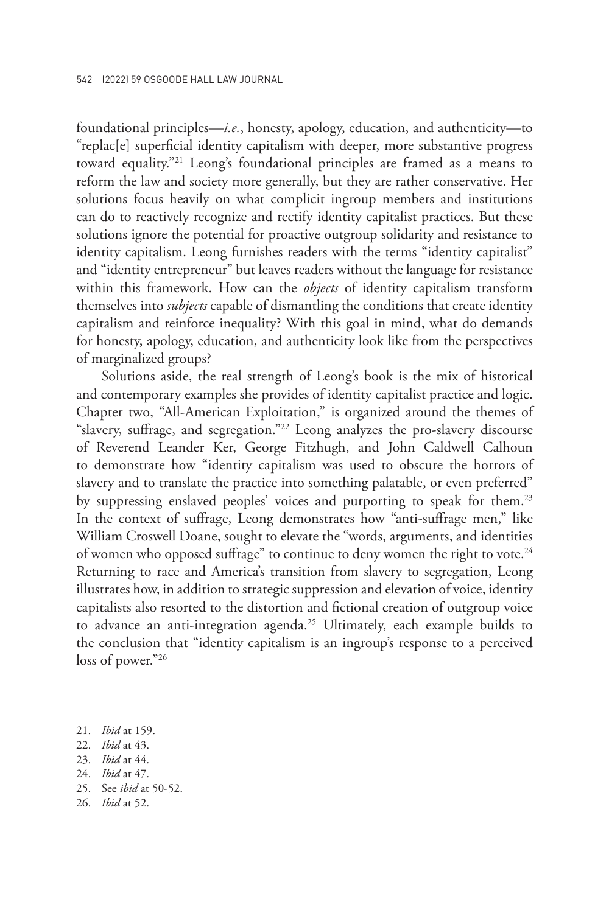foundational principles—*i.e.*, honesty, apology, education, and authenticity—to "replac[e] superficial identity capitalism with deeper, more substantive progress toward equality."[21] Leong's foundational principles are framed as a means to reform the law and society more generally, but they are rather conservative. Her solutions focus heavily on what complicit ingroup members and institutions can do to reactively recognize and rectify identity capitalist practices. But these solutions ignore the potential for proactive outgroup solidarity and resistance to identity capitalism. Leong furnishes readers with the terms "identity capitalist" and "identity entrepreneur" but leaves readers without the language for resistance within this framework. How can the *objects* of identity capitalism transform themselves into *subjects* capable of dismantling the conditions that create identity capitalism and reinforce inequality? With this goal in mind, what do demands for honesty, apology, education, and authenticity look like from the perspectives of marginalized groups?

Solutions aside, the real strength of Leong's book is the mix of historical and contemporary examples she provides of identity capitalist practice and logic. Chapter two, "All-American Exploitation," is organized around the themes of "slavery, suffrage, and segregation."[22] Leong analyzes the pro-slavery discourse of Reverend Leander Ker, George Fitzhugh, and John Caldwell Calhoun to demonstrate how "identity capitalism was used to obscure the horrors of slavery and to translate the practice into something palatable, or even preferred" by suppressing enslaved peoples' voices and purporting to speak for them.[23] In the context of suffrage, Leong demonstrates how "anti-suffrage men," like William Croswell Doane, sought to elevate the "words, arguments, and identities of women who opposed suffrage" to continue to deny women the right to vote.[24] Returning to race and America's transition from slavery to segregation, Leong illustrates how, in addition to strategic suppression and elevation of voice, identity capitalists also resorted to the distortion and fictional creation of outgroup voice to advance an anti-integration agenda.[25] Ultimately, each example builds to the conclusion that "identity capitalism is an ingroup's response to a perceived loss of power."[26]

---

21. *Ibid* at 159.
22. *Ibid* at 43.
23. *Ibid* at 44.
24. *Ibid* at 47.
25. See *ibid* at 50-52.
26. *Ibid* at 52.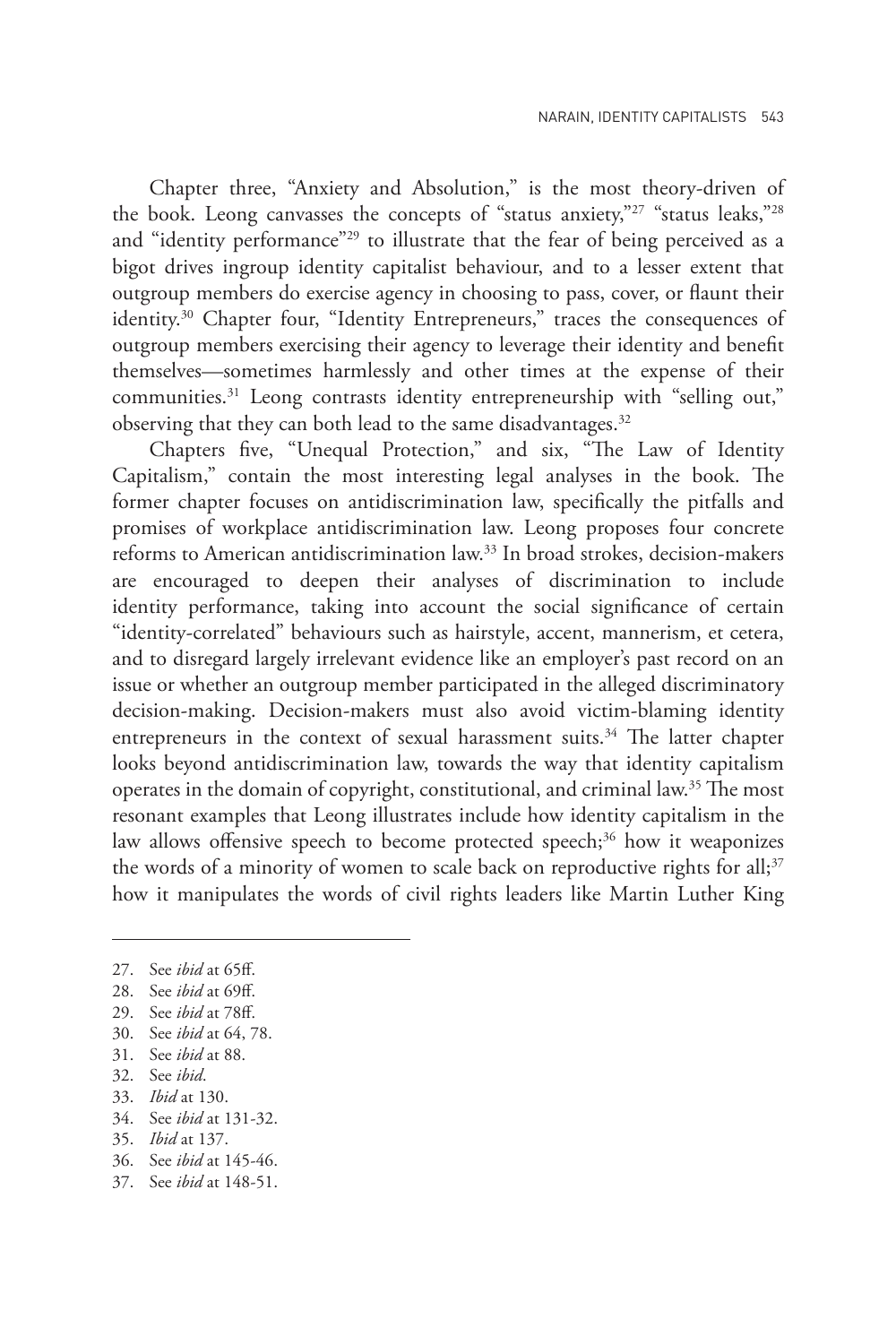Chapter three, "Anxiety and Absolution," is the most theory-driven of the book. Leong canvasses the concepts of "status anxiety,"[27] "status leaks,"[28] and "identity performance"[29] to illustrate that the fear of being perceived as a bigot drives ingroup identity capitalist behaviour, and to a lesser extent that outgroup members do exercise agency in choosing to pass, cover, or flaunt their identity.[30] Chapter four, "Identity Entrepreneurs," traces the consequences of outgroup members exercising their agency to leverage their identity and benefit themselves—sometimes harmlessly and other times at the expense of their communities.[31] Leong contrasts identity entrepreneurship with "selling out," observing that they can both lead to the same disadvantages.[32]

Chapters five, "Unequal Protection," and six, "The Law of Identity Capitalism," contain the most interesting legal analyses in the book. The former chapter focuses on antidiscrimination law, specifically the pitfalls and promises of workplace antidiscrimination law. Leong proposes four concrete reforms to American antidiscrimination law.[33] In broad strokes, decision-makers are encouraged to deepen their analyses of discrimination to include identity performance, taking into account the social significance of certain "identity-correlated" behaviours such as hairstyle, accent, mannerism, et cetera, and to disregard largely irrelevant evidence like an employer's past record on an issue or whether an outgroup member participated in the alleged discriminatory decision-making. Decision-makers must also avoid victim-blaming identity entrepreneurs in the context of sexual harassment suits.[34] The latter chapter looks beyond antidiscrimination law, towards the way that identity capitalism operates in the domain of copyright, constitutional, and criminal law.[35] The most resonant examples that Leong illustrates include how identity capitalism in the law allows offensive speech to become protected speech;[36] how it weaponizes the words of a minority of women to scale back on reproductive rights for all;[37] how it manipulates the words of civil rights leaders like Martin Luther King

---

27. See *ibid* at 65ff.
28. See *ibid* at 69ff.
29. See *ibid* at 78ff.
30. See *ibid* at 64, 78.
31. See *ibid* at 88.
32. See *ibid*.
33. *Ibid* at 130.
34. See *ibid* at 131-32.
35. *Ibid* at 137.
36. See *ibid* at 145-46.
37. See *ibid* at 148-51.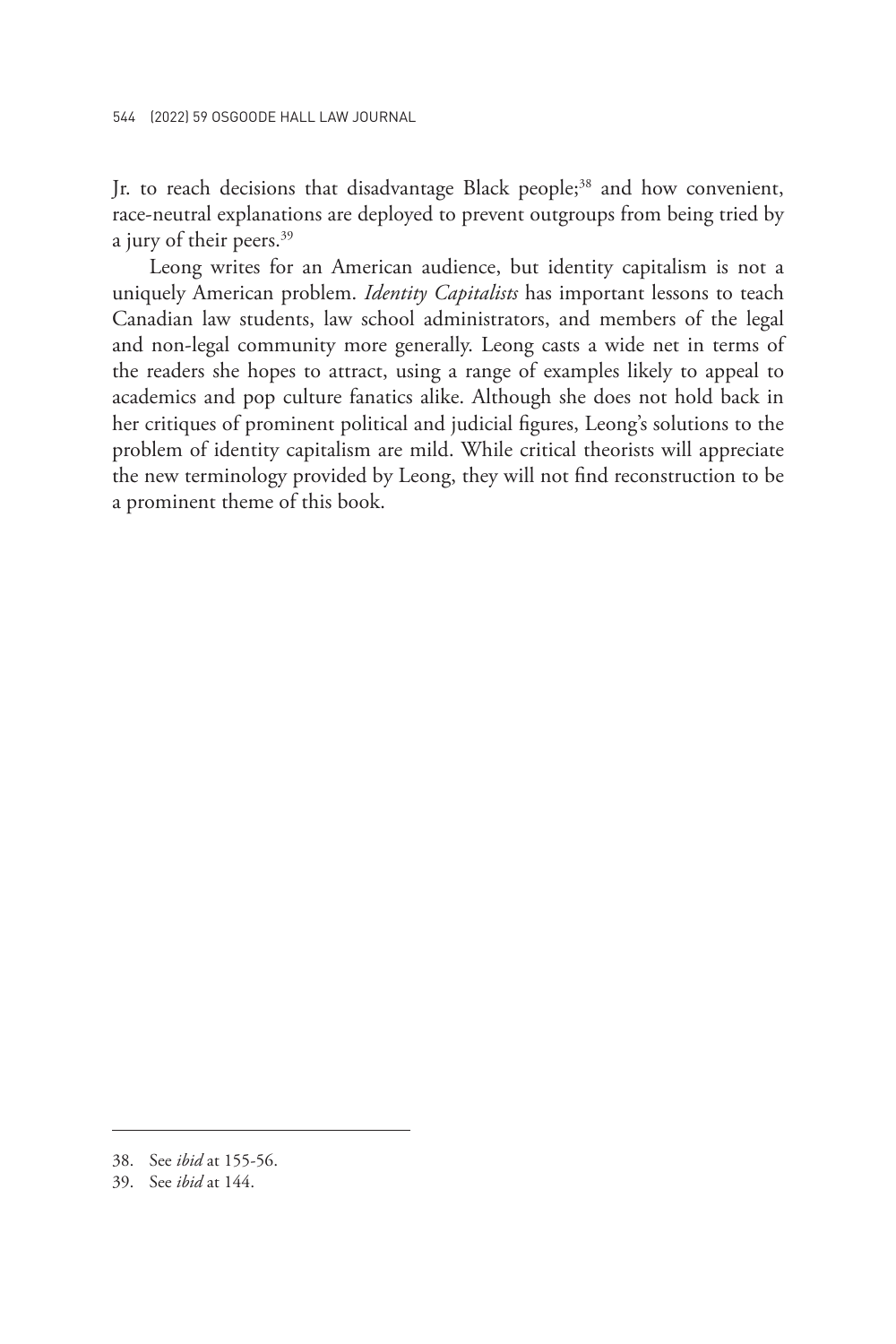Jr. to reach decisions that disadvantage Black people;[38] and how convenient, race-neutral explanations are deployed to prevent outgroups from being tried by a jury of their peers.[39]

Leong writes for an American audience, but identity capitalism is not a uniquely American problem. *Identity Capitalists* has important lessons to teach Canadian law students, law school administrators, and members of the legal and non-legal community more generally. Leong casts a wide net in terms of the readers she hopes to attract, using a range of examples likely to appeal to academics and pop culture fanatics alike. Although she does not hold back in her critiques of prominent political and judicial figures, Leong's solutions to the problem of identity capitalism are mild. While critical theorists will appreciate the new terminology provided by Leong, they will not find reconstruction to be a prominent theme of this book.

---

38. See *ibid* at 155-56.

39. See *ibid* at 144.